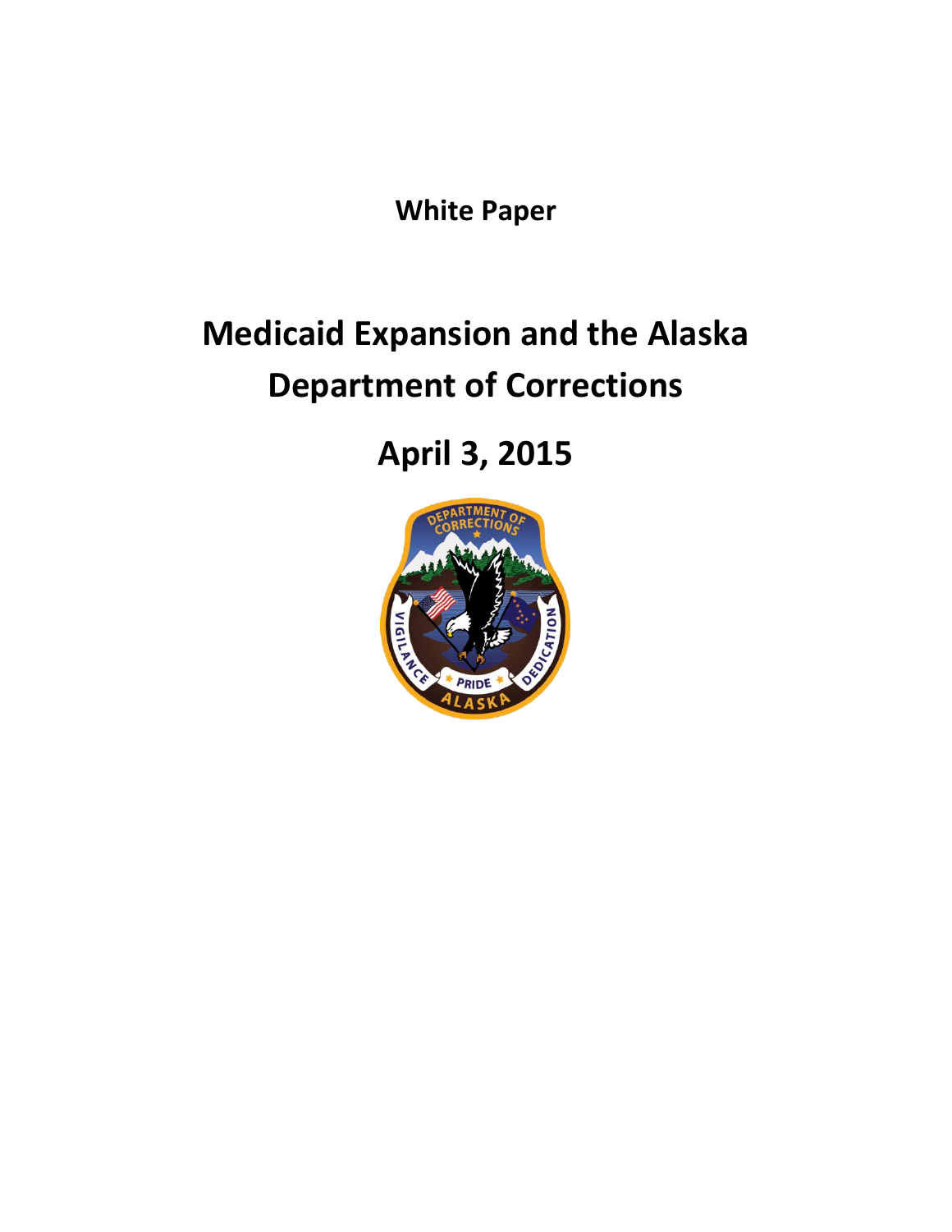**White Paper**

# Medicaid Expansion and the Alaska Department of Corrections

## April 3, 2015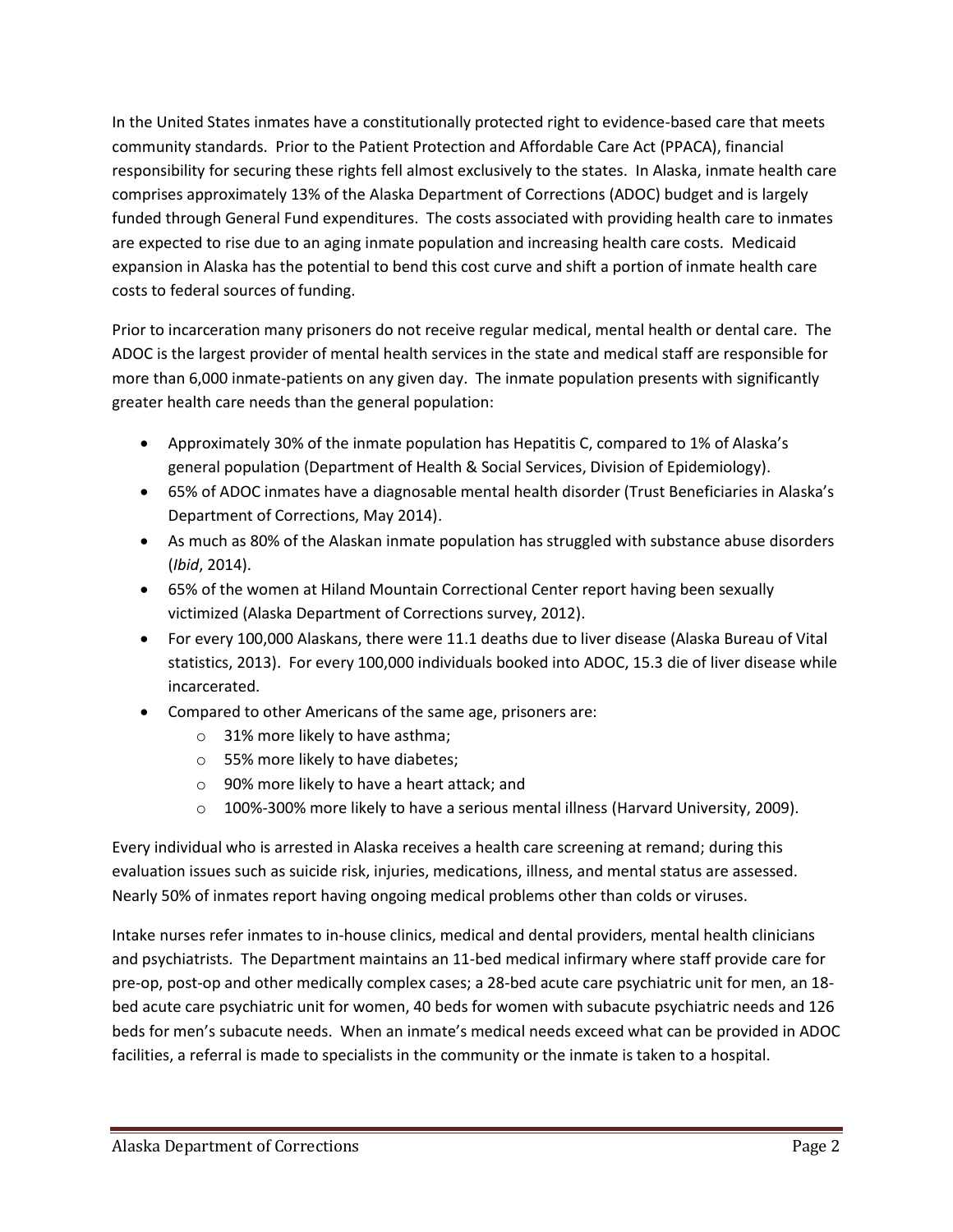In the United States inmates have a constitutionally protected right to evidence-based care that meets community standards. Prior to the Patient Protection and Affordable Care Act (PPACA), financial responsibility for securing these rights fell almost exclusively to the states. In Alaska, inmate health care comprises approximately 13% of the Alaska Department of Corrections (ADOC) budget and is largely funded through General Fund expenditures. The costs associated with providing health care to inmates are expected to rise due to an aging inmate population and increasing health care costs. Medicaid expansion in Alaska has the potential to bend this cost curve and shift a portion of inmate health care costs to federal sources of funding.

Prior to incarceration many prisoners do not receive regular medical, mental health or dental care. The ADOC is the largest provider of mental health services in the state and medical staff are responsible for more than 6,000 inmate-patients on any given day. The inmate population presents with significantly greater health care needs than the general population:

- Approximately 30% of the inmate population has Hepatitis C, compared to 1% of Alaska's general population (Department of Health & Social Services, Division of Epidemiology).
- 65% of ADOC inmates have a diagnosable mental health disorder (Trust Beneficiaries in Alaska's Department of Corrections, May 2014).
- As much as 80% of the Alaskan inmate population has struggled with substance abuse disorders (*Ibid*, 2014).
- 65% of the women at Hiland Mountain Correctional Center report having been sexually victimized (Alaska Department of Corrections survey, 2012).
- For every 100,000 Alaskans, there were 11.1 deaths due to liver disease (Alaska Bureau of Vital statistics, 2013). For every 100,000 individuals booked into ADOC, 15.3 die of liver disease while incarcerated.
- Compared to other Americans of the same age, prisoners are:
  - 31% more likely to have asthma;
  - 55% more likely to have diabetes;
  - 90% more likely to have a heart attack; and
  - 100%-300% more likely to have a serious mental illness (Harvard University, 2009).

Every individual who is arrested in Alaska receives a health care screening at remand; during this evaluation issues such as suicide risk, injuries, medications, illness, and mental status are assessed. Nearly 50% of inmates report having ongoing medical problems other than colds or viruses.

Intake nurses refer inmates to in-house clinics, medical and dental providers, mental health clinicians and psychiatrists. The Department maintains an 11-bed medical infirmary where staff provide care for pre-op, post-op and other medically complex cases; a 28-bed acute care psychiatric unit for men, an 18-bed acute care psychiatric unit for women, 40 beds for women with subacute psychiatric needs and 126 beds for men's subacute needs. When an inmate's medical needs exceed what can be provided in ADOC facilities, a referral is made to specialists in the community or the inmate is taken to a hospital.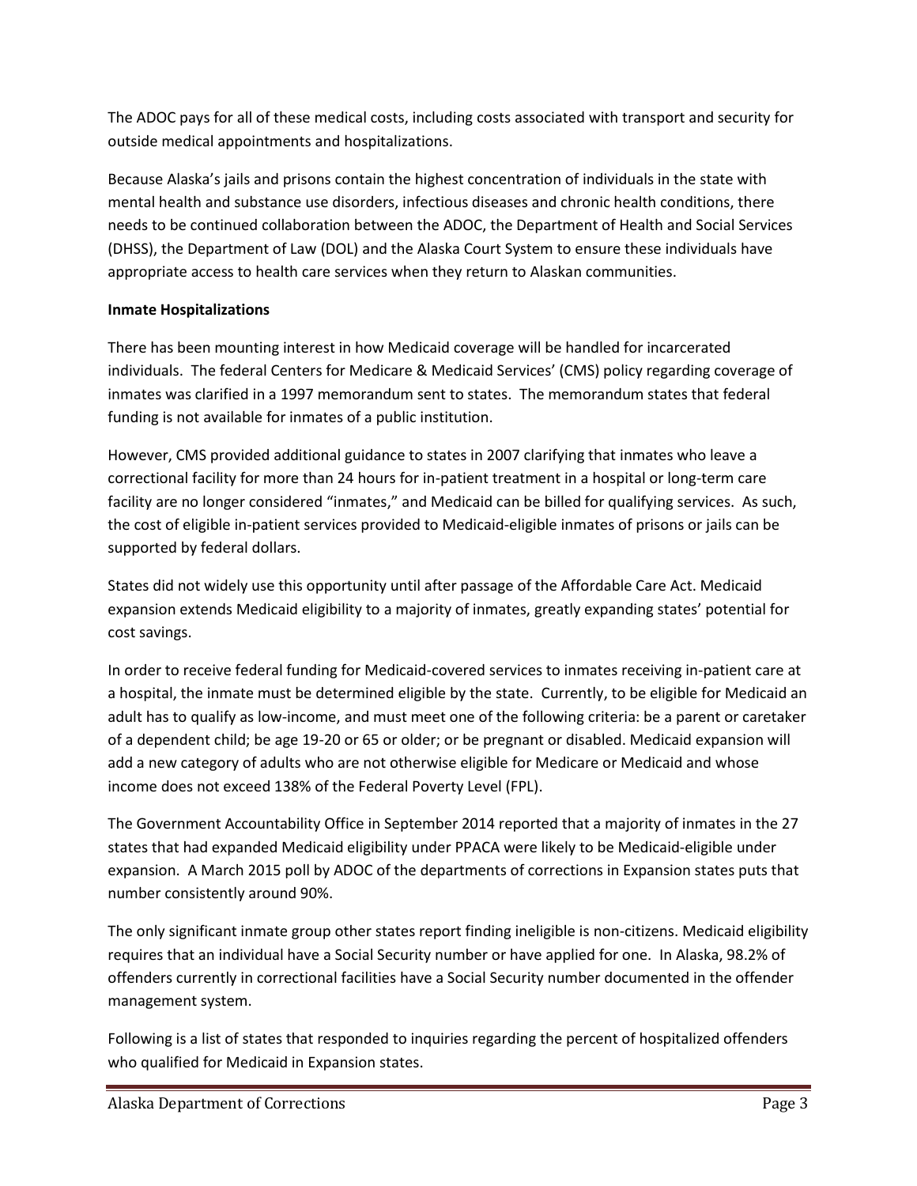The ADOC pays for all of these medical costs, including costs associated with transport and security for outside medical appointments and hospitalizations.

Because Alaska's jails and prisons contain the highest concentration of individuals in the state with mental health and substance use disorders, infectious diseases and chronic health conditions, there needs to be continued collaboration between the ADOC, the Department of Health and Social Services (DHSS), the Department of Law (DOL) and the Alaska Court System to ensure these individuals have appropriate access to health care services when they return to Alaskan communities.

**Inmate Hospitalizations**

There has been mounting interest in how Medicaid coverage will be handled for incarcerated individuals. The federal Centers for Medicare & Medicaid Services' (CMS) policy regarding coverage of inmates was clarified in a 1997 memorandum sent to states. The memorandum states that federal funding is not available for inmates of a public institution.

However, CMS provided additional guidance to states in 2007 clarifying that inmates who leave a correctional facility for more than 24 hours for in-patient treatment in a hospital or long-term care facility are no longer considered "inmates," and Medicaid can be billed for qualifying services. As such, the cost of eligible in-patient services provided to Medicaid-eligible inmates of prisons or jails can be supported by federal dollars.

States did not widely use this opportunity until after passage of the Affordable Care Act. Medicaid expansion extends Medicaid eligibility to a majority of inmates, greatly expanding states' potential for cost savings.

In order to receive federal funding for Medicaid-covered services to inmates receiving in-patient care at a hospital, the inmate must be determined eligible by the state. Currently, to be eligible for Medicaid an adult has to qualify as low-income, and must meet one of the following criteria: be a parent or caretaker of a dependent child; be age 19-20 or 65 or older; or be pregnant or disabled. Medicaid expansion will add a new category of adults who are not otherwise eligible for Medicare or Medicaid and whose income does not exceed 138% of the Federal Poverty Level (FPL).

The Government Accountability Office in September 2014 reported that a majority of inmates in the 27 states that had expanded Medicaid eligibility under PPACA were likely to be Medicaid-eligible under expansion. A March 2015 poll by ADOC of the departments of corrections in Expansion states puts that number consistently around 90%.

The only significant inmate group other states report finding ineligible is non-citizens. Medicaid eligibility requires that an individual have a Social Security number or have applied for one. In Alaska, 98.2% of offenders currently in correctional facilities have a Social Security number documented in the offender management system.

Following is a list of states that responded to inquiries regarding the percent of hospitalized offenders who qualified for Medicaid in Expansion states.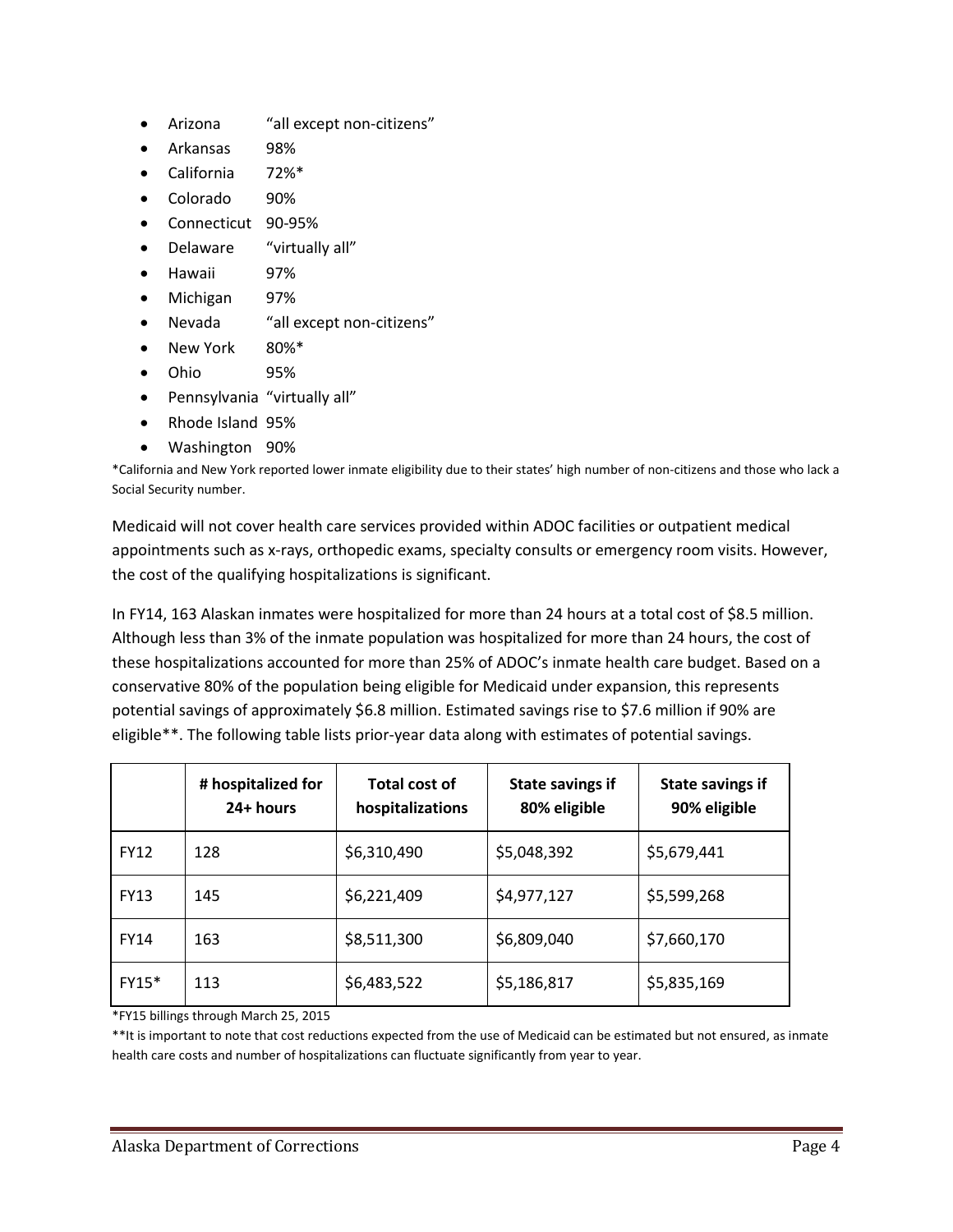- Arizona "all except non-citizens"
- Arkansas 98%
- California 72%*
- Colorado 90%
- Connecticut 90-95%
- Delaware "virtually all"
- Hawaii 97%
- Michigan 97%
- Nevada "all except non-citizens"
- New York 80%*
- Ohio 95%
- Pennsylvania "virtually all"
- Rhode Island 95%
- Washington 90%

*California and New York reported lower inmate eligibility due to their states' high number of non-citizens and those who lack a Social Security number.

Medicaid will not cover health care services provided within ADOC facilities or outpatient medical appointments such as x-rays, orthopedic exams, specialty consults or emergency room visits. However, the cost of the qualifying hospitalizations is significant.

In FY14, 163 Alaskan inmates were hospitalized for more than 24 hours at a total cost of $8.5 million. Although less than 3% of the inmate population was hospitalized for more than 24 hours, the cost of these hospitalizations accounted for more than 25% of ADOC's inmate health care budget. Based on a conservative 80% of the population being eligible for Medicaid under expansion, this represents potential savings of approximately $6.8 million. Estimated savings rise to $7.6 million if 90% are eligible**. The following table lists prior-year data along with estimates of potential savings.

| | # hospitalized for 24+ hours | Total cost of hospitalizations | State savings if 80% eligible | State savings if 90% eligible |
|---|---|---|---|---|
| FY12 | 128 | $6,310,490 | $5,048,392 | $5,679,441 |
| FY13 | 145 | $6,221,409 | $4,977,127 | $5,599,268 |
| FY14 | 163 | $8,511,300 | $6,809,040 | $7,660,170 |
| FY15* | 113 | $6,483,522 | $5,186,817 | $5,835,169 |

*FY15 billings through March 25, 2015

**It is important to note that cost reductions expected from the use of Medicaid can be estimated but not ensured, as inmate health care costs and number of hospitalizations can fluctuate significantly from year to year.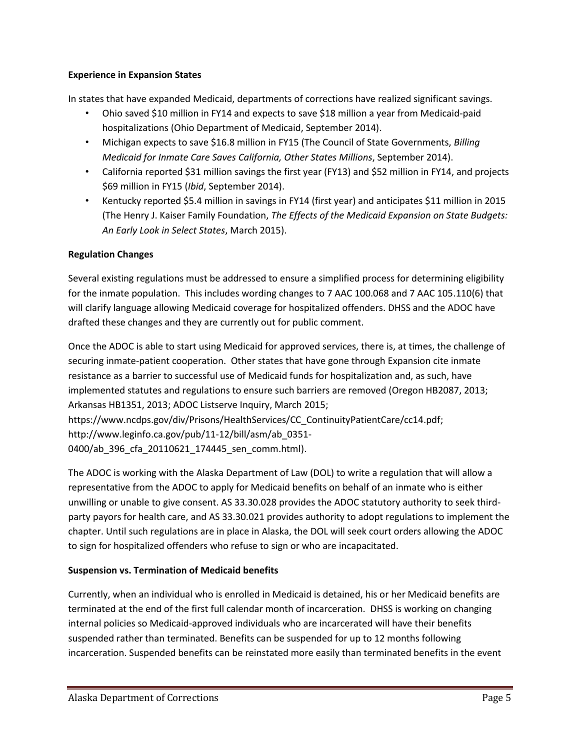**Experience in Expansion States**

In states that have expanded Medicaid, departments of corrections have realized significant savings.

- Ohio saved $10 million in FY14 and expects to save $18 million a year from Medicaid-paid hospitalizations (Ohio Department of Medicaid, September 2014).
- Michigan expects to save $16.8 million in FY15 (The Council of State Governments, *Billing Medicaid for Inmate Care Saves California, Other States Millions*, September 2014).
- California reported $31 million savings the first year (FY13) and $52 million in FY14, and projects $69 million in FY15 (*Ibid*, September 2014).
- Kentucky reported $5.4 million in savings in FY14 (first year) and anticipates $11 million in 2015 (The Henry J. Kaiser Family Foundation, *The Effects of the Medicaid Expansion on State Budgets: An Early Look in Select States*, March 2015).

**Regulation Changes**

Several existing regulations must be addressed to ensure a simplified process for determining eligibility for the inmate population. This includes wording changes to 7 AAC 100.068 and 7 AAC 105.110(6) that will clarify language allowing Medicaid coverage for hospitalized offenders. DHSS and the ADOC have drafted these changes and they are currently out for public comment.

Once the ADOC is able to start using Medicaid for approved services, there is, at times, the challenge of securing inmate-patient cooperation. Other states that have gone through Expansion cite inmate resistance as a barrier to successful use of Medicaid funds for hospitalization and, as such, have implemented statutes and regulations to ensure such barriers are removed (Oregon HB2087, 2013; Arkansas HB1351, 2013; ADOC Listserve Inquiry, March 2015; https://www.ncdps.gov/div/Prisons/HealthServices/CC_ContinuityPatientCare/cc14.pdf; http://www.leginfo.ca.gov/pub/11-12/bill/asm/ab_0351-0400/ab_396_cfa_20110621_174445_sen_comm.html).

The ADOC is working with the Alaska Department of Law (DOL) to write a regulation that will allow a representative from the ADOC to apply for Medicaid benefits on behalf of an inmate who is either unwilling or unable to give consent. AS 33.30.028 provides the ADOC statutory authority to seek third-party payors for health care, and AS 33.30.021 provides authority to adopt regulations to implement the chapter. Until such regulations are in place in Alaska, the DOL will seek court orders allowing the ADOC to sign for hospitalized offenders who refuse to sign or who are incapacitated.

**Suspension vs. Termination of Medicaid benefits**

Currently, when an individual who is enrolled in Medicaid is detained, his or her Medicaid benefits are terminated at the end of the first full calendar month of incarceration. DHSS is working on changing internal policies so Medicaid-approved individuals who are incarcerated will have their benefits suspended rather than terminated. Benefits can be suspended for up to 12 months following incarceration. Suspended benefits can be reinstated more easily than terminated benefits in the event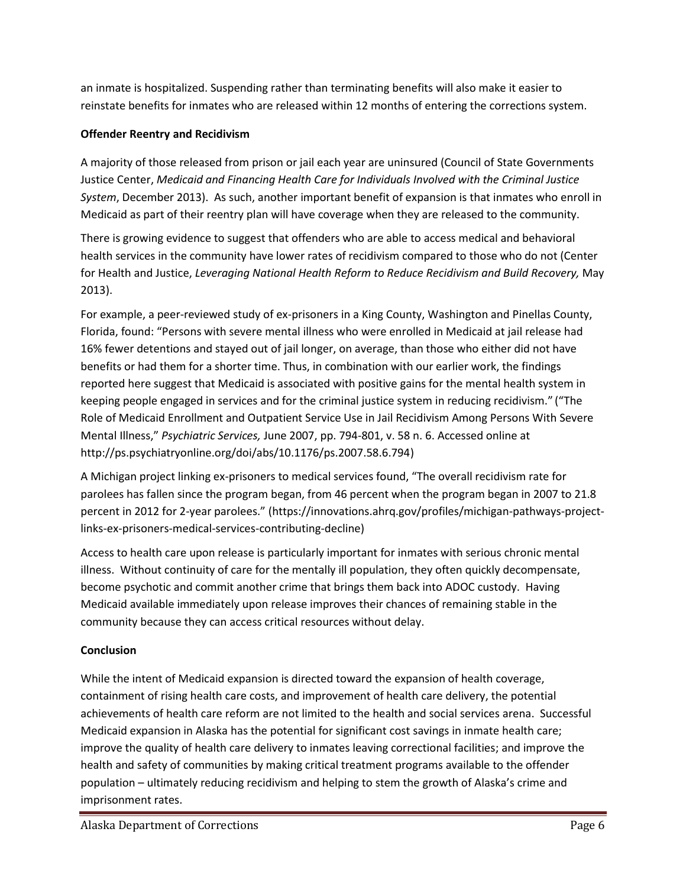an inmate is hospitalized. Suspending rather than terminating benefits will also make it easier to reinstate benefits for inmates who are released within 12 months of entering the corrections system.

**Offender Reentry and Recidivism**

A majority of those released from prison or jail each year are uninsured (Council of State Governments Justice Center, *Medicaid and Financing Health Care for Individuals Involved with the Criminal Justice System*, December 2013). As such, another important benefit of expansion is that inmates who enroll in Medicaid as part of their reentry plan will have coverage when they are released to the community.

There is growing evidence to suggest that offenders who are able to access medical and behavioral health services in the community have lower rates of recidivism compared to those who do not (Center for Health and Justice, *Leveraging National Health Reform to Reduce Recidivism and Build Recovery,* May 2013).

For example, a peer-reviewed study of ex-prisoners in a King County, Washington and Pinellas County, Florida, found: "Persons with severe mental illness who were enrolled in Medicaid at jail release had 16% fewer detentions and stayed out of jail longer, on average, than those who either did not have benefits or had them for a shorter time. Thus, in combination with our earlier work, the findings reported here suggest that Medicaid is associated with positive gains for the mental health system in keeping people engaged in services and for the criminal justice system in reducing recidivism." ("The Role of Medicaid Enrollment and Outpatient Service Use in Jail Recidivism Among Persons With Severe Mental Illness," *Psychiatric Services,* June 2007, pp. 794-801, v. 58 n. 6. Accessed online at http://ps.psychiatryonline.org/doi/abs/10.1176/ps.2007.58.6.794)

A Michigan project linking ex-prisoners to medical services found, "The overall recidivism rate for parolees has fallen since the program began, from 46 percent when the program began in 2007 to 21.8 percent in 2012 for 2-year parolees." (https://innovations.ahrq.gov/profiles/michigan-pathways-project-links-ex-prisoners-medical-services-contributing-decline)

Access to health care upon release is particularly important for inmates with serious chronic mental illness. Without continuity of care for the mentally ill population, they often quickly decompensate, become psychotic and commit another crime that brings them back into ADOC custody. Having Medicaid available immediately upon release improves their chances of remaining stable in the community because they can access critical resources without delay.

**Conclusion**

While the intent of Medicaid expansion is directed toward the expansion of health coverage, containment of rising health care costs, and improvement of health care delivery, the potential achievements of health care reform are not limited to the health and social services arena. Successful Medicaid expansion in Alaska has the potential for significant cost savings in inmate health care; improve the quality of health care delivery to inmates leaving correctional facilities; and improve the health and safety of communities by making critical treatment programs available to the offender population – ultimately reducing recidivism and helping to stem the growth of Alaska's crime and imprisonment rates.